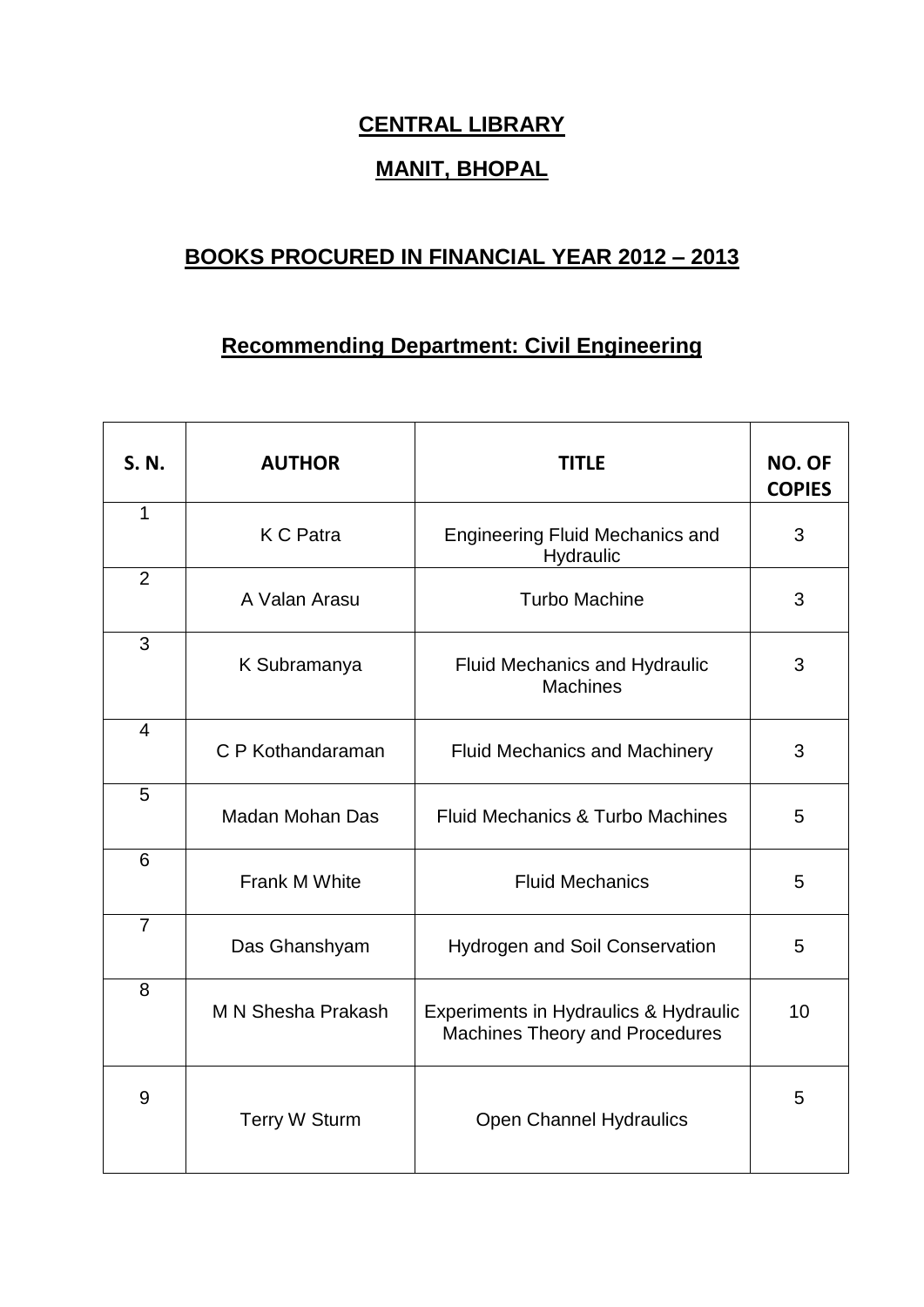# CENTRAL LIBRARY

# MANIT, BHOPAL

## BOOKS PROCURED IN FINANCIAL YEAR 2012 – 2013

### Recommending Department: Civil Engineering

| S. N. | AUTHOR | TITLE | NO. OF COPIES |
|---|---|---|---|
| 1 | K C Patra | Engineering Fluid Mechanics and Hydraulic | 3 |
| 2 | A Valan Arasu | Turbo Machine | 3 |
| 3 | K Subramanya | Fluid Mechanics and Hydraulic Machines | 3 |
| 4 | C P Kothandaraman | Fluid Mechanics and Machinery | 3 |
| 5 | Madan Mohan Das | Fluid Mechanics & Turbo Machines | 5 |
| 6 | Frank M White | Fluid Mechanics | 5 |
| 7 | Das Ghanshyam | Hydrogen and Soil Conservation | 5 |
| 8 | M N Shesha Prakash | Experiments in Hydraulics & Hydraulic Machines Theory and Procedures | 10 |
| 9 | Terry W Sturm | Open Channel Hydraulics | 5 |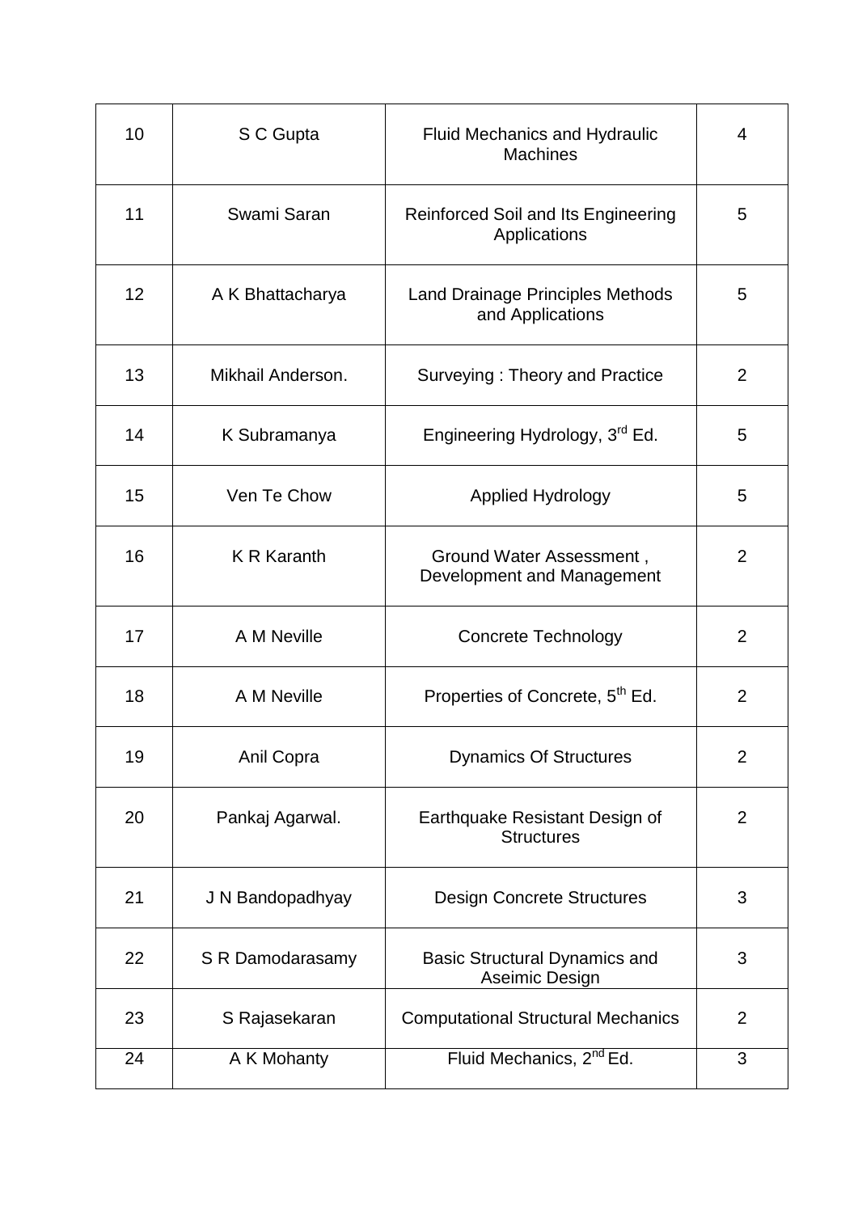| 10 | S C Gupta | Fluid Mechanics and Hydraulic Machines | 4 |
|---|---|---|---|
| 11 | Swami Saran | Reinforced Soil and Its Engineering Applications | 5 |
| 12 | A K Bhattacharya | Land Drainage Principles Methods and Applications | 5 |
| 13 | Mikhail Anderson. | Surveying : Theory and Practice | 2 |
| 14 | K Subramanya | Engineering Hydrology, 3rd Ed. | 5 |
| 15 | Ven Te Chow | Applied Hydrology | 5 |
| 16 | K R Karanth | Ground Water Assessment , Development and Management | 2 |
| 17 | A M Neville | Concrete Technology | 2 |
| 18 | A M Neville | Properties of Concrete, 5th Ed. | 2 |
| 19 | Anil Copra | Dynamics Of Structures | 2 |
| 20 | Pankaj Agarwal. | Earthquake Resistant Design of Structures | 2 |
| 21 | J N Bandopadhyay | Design Concrete Structures | 3 |
| 22 | S R Damodarasamy | Basic Structural Dynamics and Aseimic Design | 3 |
| 23 | S Rajasekaran | Computational Structural Mechanics | 2 |
| 24 | A K Mohanty | Fluid Mechanics, 2nd Ed. | 3 |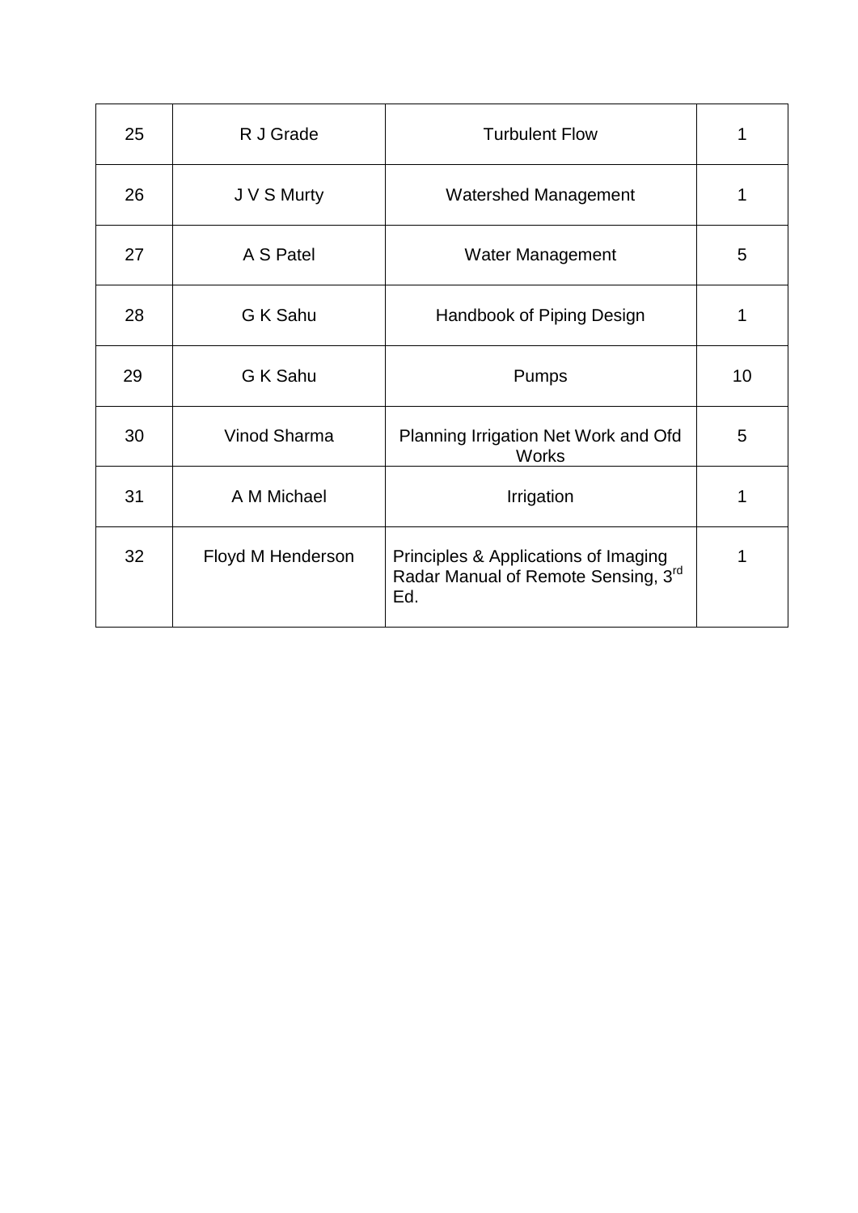| | | | |
|---|---|---|---|
| 25 | R J Grade | Turbulent Flow | 1 |
| 26 | J V S Murty | Watershed Management | 1 |
| 27 | A S Patel | Water Management | 5 |
| 28 | G K Sahu | Handbook of Piping Design | 1 |
| 29 | G K Sahu | Pumps | 10 |
| 30 | Vinod Sharma | Planning Irrigation Net Work and Ofd Works | 5 |
| 31 | A M Michael | Irrigation | 1 |
| 32 | Floyd M Henderson | Principles & Applications of Imaging Radar Manual of Remote Sensing, 3rd Ed. | 1 |